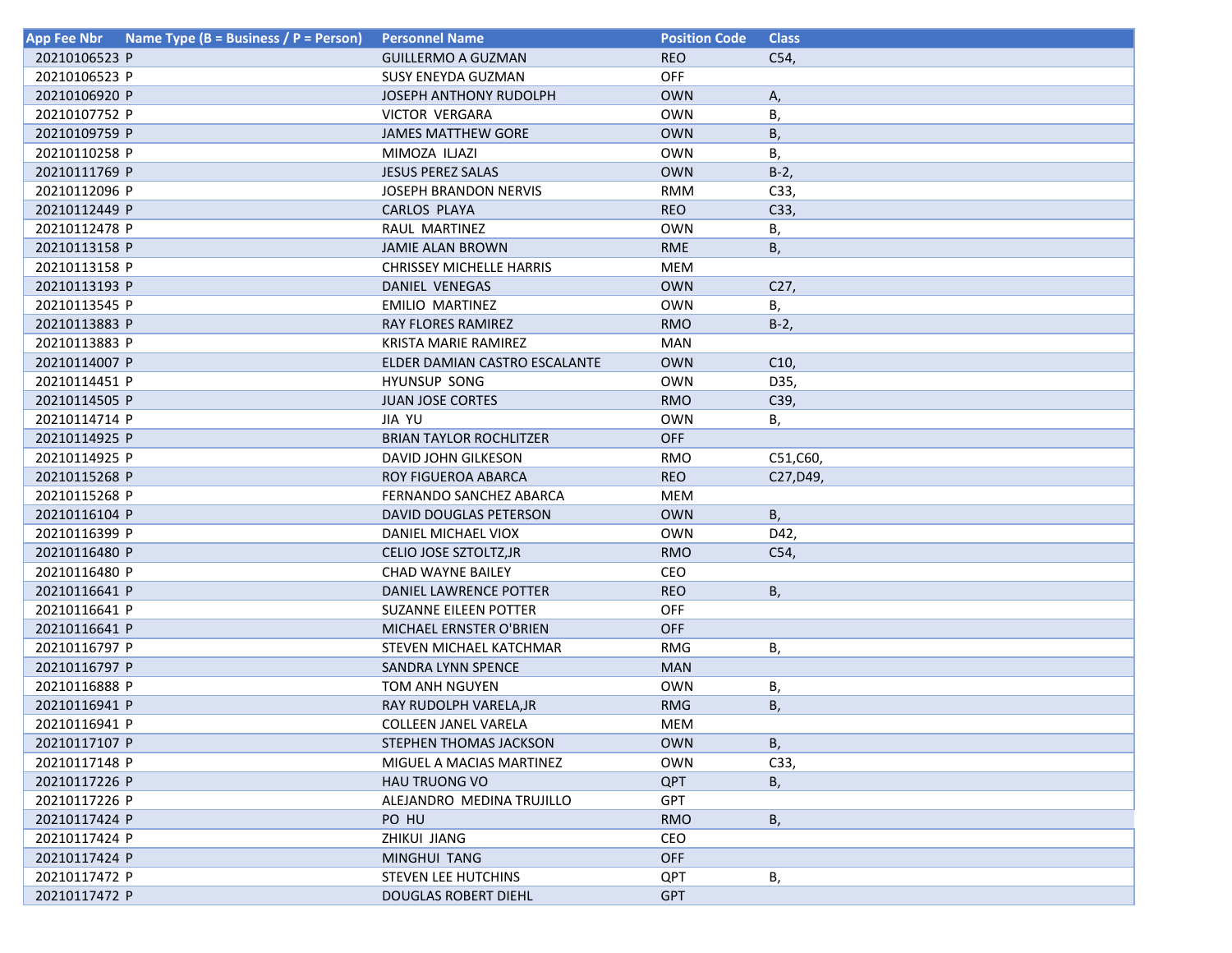| App Fee Nbr | Name Type (B = Business / P = Person) | Personnel Name | Position Code | Class |
| --- | --- | --- | --- | --- |
| 20210106523 | P | GUILLERMO A GUZMAN | REO | C54, |
| 20210106523 | P | SUSY ENEYDA GUZMAN | OFF | |
| 20210106920 | P | JOSEPH ANTHONY RUDOLPH | OWN | A, |
| 20210107752 | P | VICTOR VERGARA | OWN | B, |
| 20210109759 | P | JAMES MATTHEW GORE | OWN | B, |
| 20210110258 | P | MIMOZA ILJAZI | OWN | B, |
| 20210111769 | P | JESUS PEREZ SALAS | OWN | B-2, |
| 20210112096 | P | JOSEPH BRANDON NERVIS | RMM | C33, |
| 20210112449 | P | CARLOS PLAYA | REO | C33, |
| 20210112478 | P | RAUL MARTINEZ | OWN | B, |
| 20210113158 | P | JAMIE ALAN BROWN | RME | B, |
| 20210113158 | P | CHRISSEY MICHELLE HARRIS | MEM | |
| 20210113193 | P | DANIEL VENEGAS | OWN | C27, |
| 20210113545 | P | EMILIO MARTINEZ | OWN | B, |
| 20210113883 | P | RAY FLORES RAMIREZ | RMO | B-2, |
| 20210113883 | P | KRISTA MARIE RAMIREZ | MAN | |
| 20210114007 | P | ELDER DAMIAN CASTRO ESCALANTE | OWN | C10, |
| 20210114451 | P | HYUNSUP SONG | OWN | D35, |
| 20210114505 | P | JUAN JOSE CORTES | RMO | C39, |
| 20210114714 | P | JIA YU | OWN | B, |
| 20210114925 | P | BRIAN TAYLOR ROCHLITZER | OFF | |
| 20210114925 | P | DAVID JOHN GILKESON | RMO | C51,C60, |
| 20210115268 | P | ROY FIGUEROA ABARCA | REO | C27,D49, |
| 20210115268 | P | FERNANDO SANCHEZ ABARCA | MEM | |
| 20210116104 | P | DAVID DOUGLAS PETERSON | OWN | B, |
| 20210116399 | P | DANIEL MICHAEL VIOX | OWN | D42, |
| 20210116480 | P | CELIO JOSE SZTOLTZ,JR | RMO | C54, |
| 20210116480 | P | CHAD WAYNE BAILEY | CEO | |
| 20210116641 | P | DANIEL LAWRENCE POTTER | REO | B, |
| 20210116641 | P | SUZANNE EILEEN POTTER | OFF | |
| 20210116641 | P | MICHAEL ERNSTER O'BRIEN | OFF | |
| 20210116797 | P | STEVEN MICHAEL KATCHMAR | RMG | B, |
| 20210116797 | P | SANDRA LYNN SPENCE | MAN | |
| 20210116888 | P | TOM ANH NGUYEN | OWN | B, |
| 20210116941 | P | RAY RUDOLPH VARELA,JR | RMG | B, |
| 20210116941 | P | COLLEEN JANEL VARELA | MEM | |
| 20210117107 | P | STEPHEN THOMAS JACKSON | OWN | B, |
| 20210117148 | P | MIGUEL A MACIAS MARTINEZ | OWN | C33, |
| 20210117226 | P | HAU TRUONG VO | QPT | B, |
| 20210117226 | P | ALEJANDRO MEDINA TRUJILLO | GPT | |
| 20210117424 | P | PO HU | RMO | B, |
| 20210117424 | P | ZHIKUI JIANG | CEO | |
| 20210117424 | P | MINGHUI TANG | OFF | |
| 20210117472 | P | STEVEN LEE HUTCHINS | QPT | B, |
| 20210117472 | P | DOUGLAS ROBERT DIEHL | GPT | |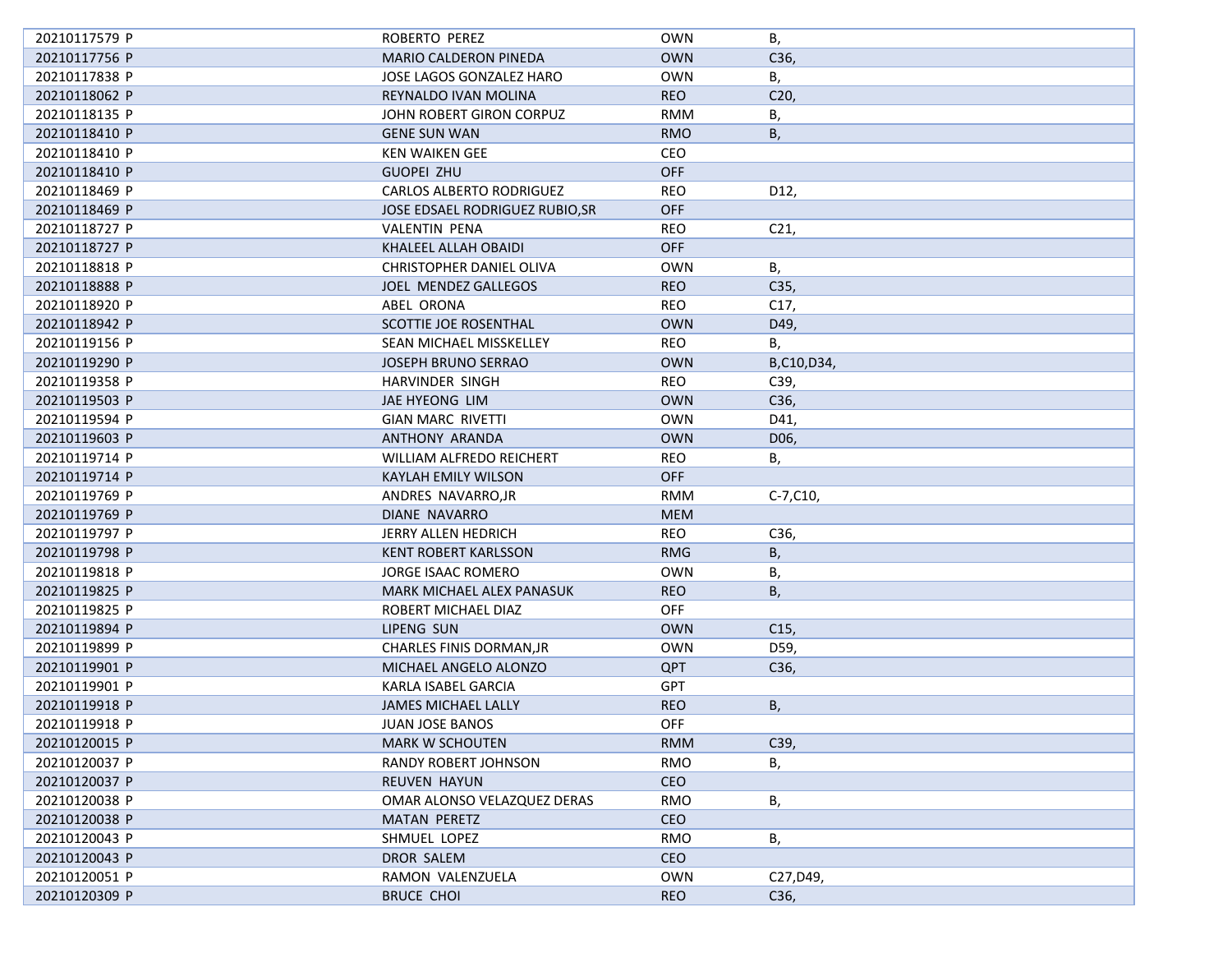| | | | |
|---|---|---|---|
| 20210117579 P | ROBERTO PEREZ | OWN | B, |
| 20210117756 P | MARIO CALDERON PINEDA | OWN | C36, |
| 20210117838 P | JOSE LAGOS GONZALEZ HARO | OWN | B, |
| 20210118062 P | REYNALDO IVAN MOLINA | REO | C20, |
| 20210118135 P | JOHN ROBERT GIRON CORPUZ | RMM | B, |
| 20210118410 P | GENE SUN WAN | RMO | B, |
| 20210118410 P | KEN WAIKEN GEE | CEO | |
| 20210118410 P | GUOPEI ZHU | OFF | |
| 20210118469 P | CARLOS ALBERTO RODRIGUEZ | REO | D12, |
| 20210118469 P | JOSE EDSAEL RODRIGUEZ RUBIO,SR | OFF | |
| 20210118727 P | VALENTIN PENA | REO | C21, |
| 20210118727 P | KHALEEL ALLAH OBAIDI | OFF | |
| 20210118818 P | CHRISTOPHER DANIEL OLIVA | OWN | B, |
| 20210118888 P | JOEL MENDEZ GALLEGOS | REO | C35, |
| 20210118920 P | ABEL ORONA | REO | C17, |
| 20210118942 P | SCOTTIE JOE ROSENTHAL | OWN | D49, |
| 20210119156 P | SEAN MICHAEL MISSKELLEY | REO | B, |
| 20210119290 P | JOSEPH BRUNO SERRAO | OWN | B,C10,D34, |
| 20210119358 P | HARVINDER SINGH | REO | C39, |
| 20210119503 P | JAE HYEONG LIM | OWN | C36, |
| 20210119594 P | GIAN MARC RIVETTI | OWN | D41, |
| 20210119603 P | ANTHONY ARANDA | OWN | D06, |
| 20210119714 P | WILLIAM ALFREDO REICHERT | REO | B, |
| 20210119714 P | KAYLAH EMILY WILSON | OFF | |
| 20210119769 P | ANDRES NAVARRO,JR | RMM | C-7,C10, |
| 20210119769 P | DIANE NAVARRO | MEM | |
| 20210119797 P | JERRY ALLEN HEDRICH | REO | C36, |
| 20210119798 P | KENT ROBERT KARLSSON | RMG | B, |
| 20210119818 P | JORGE ISAAC ROMERO | OWN | B, |
| 20210119825 P | MARK MICHAEL ALEX PANASUK | REO | B, |
| 20210119825 P | ROBERT MICHAEL DIAZ | OFF | |
| 20210119894 P | LIPENG SUN | OWN | C15, |
| 20210119899 P | CHARLES FINIS DORMAN,JR | OWN | D59, |
| 20210119901 P | MICHAEL ANGELO ALONZO | QPT | C36, |
| 20210119901 P | KARLA ISABEL GARCIA | GPT | |
| 20210119918 P | JAMES MICHAEL LALLY | REO | B, |
| 20210119918 P | JUAN JOSE BANOS | OFF | |
| 20210120015 P | MARK W SCHOUTEN | RMM | C39, |
| 20210120037 P | RANDY ROBERT JOHNSON | RMO | B, |
| 20210120037 P | REUVEN HAYUN | CEO | |
| 20210120038 P | OMAR ALONSO VELAZQUEZ DERAS | RMO | B, |
| 20210120038 P | MATAN PERETZ | CEO | |
| 20210120043 P | SHMUEL LOPEZ | RMO | B, |
| 20210120043 P | DROR SALEM | CEO | |
| 20210120051 P | RAMON VALENZUELA | OWN | C27,D49, |
| 20210120309 P | BRUCE CHOI | REO | C36, |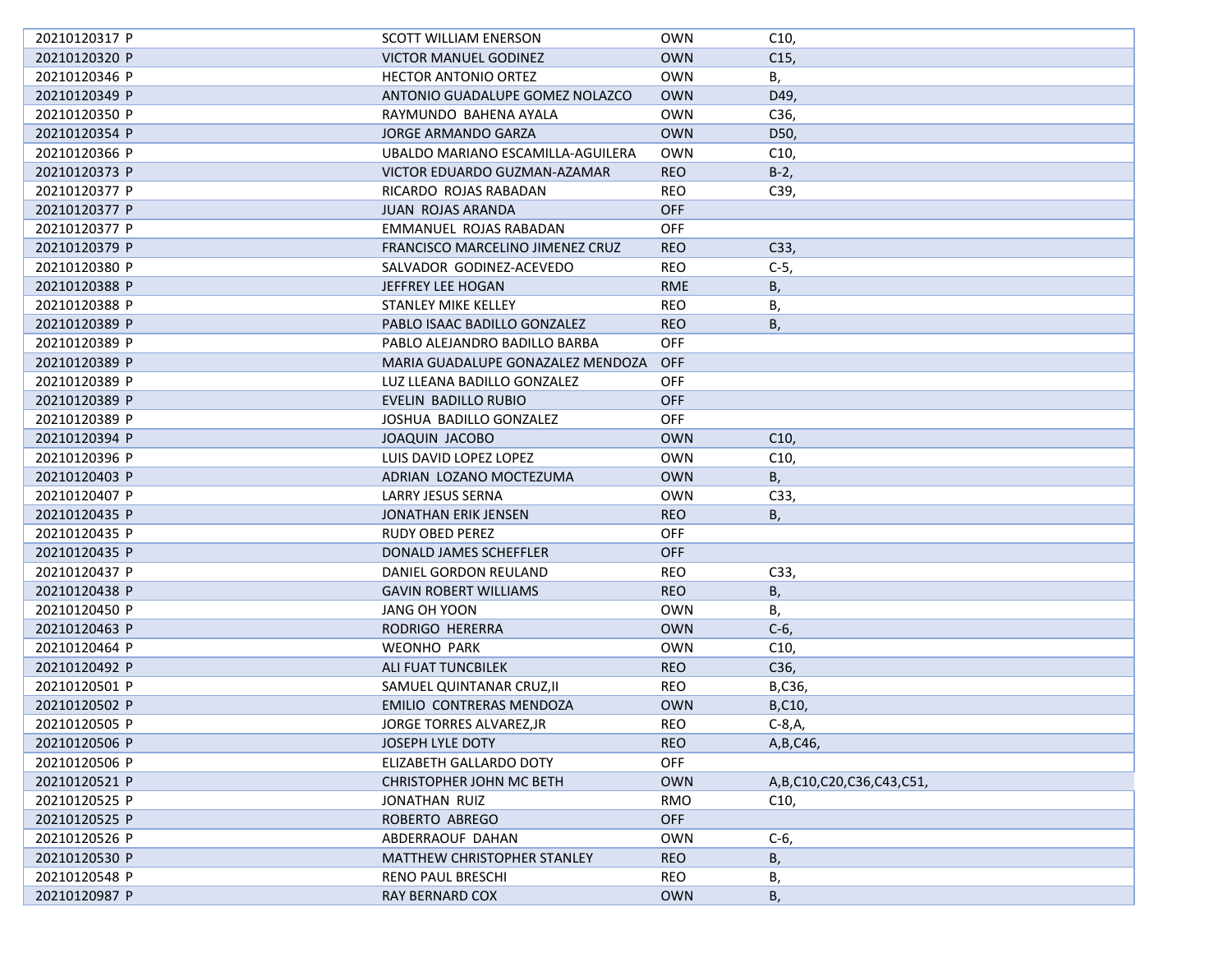| | | | |
|---|---|---|---|
| 20210120317 P | SCOTT WILLIAM ENERSON | OWN | C10, |
| 20210120320 P | VICTOR MANUEL GODINEZ | OWN | C15, |
| 20210120346 P | HECTOR ANTONIO ORTEZ | OWN | B, |
| 20210120349 P | ANTONIO GUADALUPE GOMEZ NOLAZCO | OWN | D49, |
| 20210120350 P | RAYMUNDO  BAHENA AYALA | OWN | C36, |
| 20210120354 P | JORGE ARMANDO GARZA | OWN | D50, |
| 20210120366 P | UBALDO MARIANO ESCAMILLA-AGUILERA | OWN | C10, |
| 20210120373 P | VICTOR EDUARDO GUZMAN-AZAMAR | REO | B-2, |
| 20210120377 P | RICARDO  ROJAS RABADAN | REO | C39, |
| 20210120377 P | JUAN  ROJAS ARANDA | OFF | |
| 20210120377 P | EMMANUEL  ROJAS RABADAN | OFF | |
| 20210120379 P | FRANCISCO MARCELINO JIMENEZ CRUZ | REO | C33, |
| 20210120380 P | SALVADOR  GODINEZ-ACEVEDO | REO | C-5, |
| 20210120388 P | JEFFREY LEE HOGAN | RME | B, |
| 20210120388 P | STANLEY MIKE KELLEY | REO | B, |
| 20210120389 P | PABLO ISAAC BADILLO GONZALEZ | REO | B, |
| 20210120389 P | PABLO ALEJANDRO BADILLO BARBA | OFF | |
| 20210120389 P | MARIA GUADALUPE GONAZALEZ MENDOZA | OFF | |
| 20210120389 P | LUZ LLEANA BADILLO GONZALEZ | OFF | |
| 20210120389 P | EVELIN  BADILLO RUBIO | OFF | |
| 20210120389 P | JOSHUA  BADILLO GONZALEZ | OFF | |
| 20210120394 P | JOAQUIN  JACOBO | OWN | C10, |
| 20210120396 P | LUIS DAVID LOPEZ LOPEZ | OWN | C10, |
| 20210120403 P | ADRIAN  LOZANO MOCTEZUMA | OWN | B, |
| 20210120407 P | LARRY JESUS SERNA | OWN | C33, |
| 20210120435 P | JONATHAN ERIK JENSEN | REO | B, |
| 20210120435 P | RUDY OBED PEREZ | OFF | |
| 20210120435 P | DONALD JAMES SCHEFFLER | OFF | |
| 20210120437 P | DANIEL GORDON REULAND | REO | C33, |
| 20210120438 P | GAVIN ROBERT WILLIAMS | REO | B, |
| 20210120450 P | JANG OH YOON | OWN | B, |
| 20210120463 P | RODRIGO  HERERRA | OWN | C-6, |
| 20210120464 P | WEONHO  PARK | OWN | C10, |
| 20210120492 P | ALI FUAT TUNCBILEK | REO | C36, |
| 20210120501 P | SAMUEL QUINTANAR CRUZ,II | REO | B,C36, |
| 20210120502 P | EMILIO  CONTRERAS MENDOZA | OWN | B,C10, |
| 20210120505 P | JORGE TORRES ALVAREZ,JR | REO | C-8,A, |
| 20210120506 P | JOSEPH LYLE DOTY | REO | A,B,C46, |
| 20210120506 P | ELIZABETH GALLARDO DOTY | OFF | |
| 20210120521 P | CHRISTOPHER JOHN MC BETH | OWN | A,B,C10,C20,C36,C43,C51, |
| 20210120525 P | JONATHAN  RUIZ | RMO | C10, |
| 20210120525 P | ROBERTO  ABREGO | OFF | |
| 20210120526 P | ABDERRAOUF  DAHAN | OWN | C-6, |
| 20210120530 P | MATTHEW CHRISTOPHER STANLEY | REO | B, |
| 20210120548 P | RENO PAUL BRESCHI | REO | B, |
| 20210120987 P | RAY BERNARD COX | OWN | B, |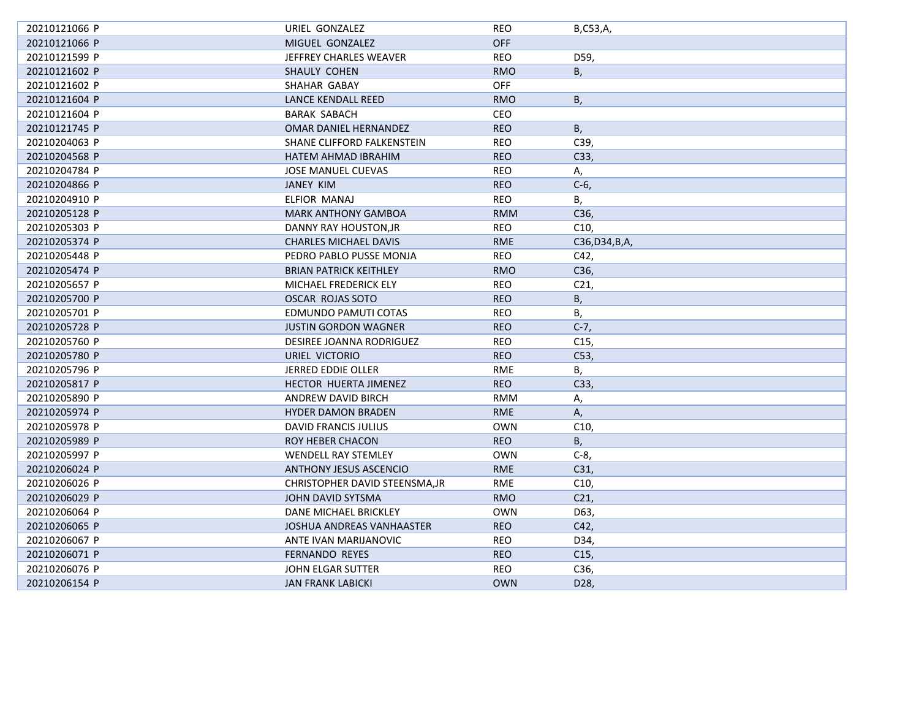| | | | |
|---|---|---|---|
| 20210121066 P | URIEL GONZALEZ | REO | B,C53,A, |
| 20210121066 P | MIGUEL GONZALEZ | OFF | |
| 20210121599 P | JEFFREY CHARLES WEAVER | REO | D59, |
| 20210121602 P | SHAULY COHEN | RMO | B, |
| 20210121602 P | SHAHAR GABAY | OFF | |
| 20210121604 P | LANCE KENDALL REED | RMO | B, |
| 20210121604 P | BARAK SABACH | CEO | |
| 20210121745 P | OMAR DANIEL HERNANDEZ | REO | B, |
| 20210204063 P | SHANE CLIFFORD FALKENSTEIN | REO | C39, |
| 20210204568 P | HATEM AHMAD IBRAHIM | REO | C33, |
| 20210204784 P | JOSE MANUEL CUEVAS | REO | A, |
| 20210204866 P | JANEY KIM | REO | C-6, |
| 20210204910 P | ELFIOR MANAJ | REO | B, |
| 20210205128 P | MARK ANTHONY GAMBOA | RMM | C36, |
| 20210205303 P | DANNY RAY HOUSTON,JR | REO | C10, |
| 20210205374 P | CHARLES MICHAEL DAVIS | RME | C36,D34,B,A, |
| 20210205448 P | PEDRO PABLO PUSSE MONJA | REO | C42, |
| 20210205474 P | BRIAN PATRICK KEITHLEY | RMO | C36, |
| 20210205657 P | MICHAEL FREDERICK ELY | REO | C21, |
| 20210205700 P | OSCAR ROJAS SOTO | REO | B, |
| 20210205701 P | EDMUNDO PAMUTI COTAS | REO | B, |
| 20210205728 P | JUSTIN GORDON WAGNER | REO | C-7, |
| 20210205760 P | DESIREE JOANNA RODRIGUEZ | REO | C15, |
| 20210205780 P | URIEL VICTORIO | REO | C53, |
| 20210205796 P | JERRED EDDIE OLLER | RME | B, |
| 20210205817 P | HECTOR HUERTA JIMENEZ | REO | C33, |
| 20210205890 P | ANDREW DAVID BIRCH | RMM | A, |
| 20210205974 P | HYDER DAMON BRADEN | RME | A, |
| 20210205978 P | DAVID FRANCIS JULIUS | OWN | C10, |
| 20210205989 P | ROY HEBER CHACON | REO | B, |
| 20210205997 P | WENDELL RAY STEMLEY | OWN | C-8, |
| 20210206024 P | ANTHONY JESUS ASCENCIO | RME | C31, |
| 20210206026 P | CHRISTOPHER DAVID STEENSMA,JR | RME | C10, |
| 20210206029 P | JOHN DAVID SYTSMA | RMO | C21, |
| 20210206064 P | DANE MICHAEL BRICKLEY | OWN | D63, |
| 20210206065 P | JOSHUA ANDREAS VANHAASTER | REO | C42, |
| 20210206067 P | ANTE IVAN MARIJANOVIC | REO | D34, |
| 20210206071 P | FERNANDO REYES | REO | C15, |
| 20210206076 P | JOHN ELGAR SUTTER | REO | C36, |
| 20210206154 P | JAN FRANK LABICKI | OWN | D28, |